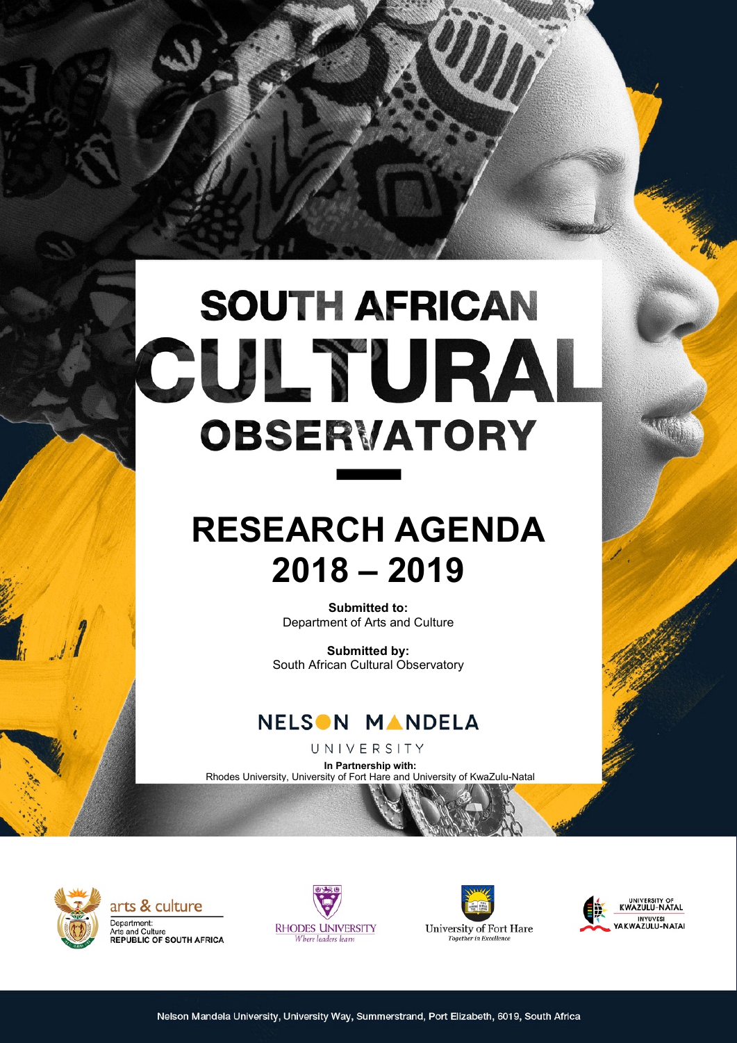# SOUTH AFRICAN CULTURAL OBSERVATORY

# RESEARCH AGENDA 2018 – 2019

**Submitted to:**
Department of Arts and Culture

**Submitted by:**
South African Cultural Observatory

NELSON MANDELA UNIVERSITY

**In Partnership with:**
Rhodes University, University of Fort Hare and University of KwaZulu-Natal

arts & culture
Department:
Arts and Culture
REPUBLIC OF SOUTH AFRICA

RHODES UNIVERSITY
*Where leaders learn*

University of Fort Hare
*Together in Excellence*

UNIVERSITY OF KWAZULU-NATAL
INYUVESI YAKWAZULU-NATALI

Nelson Mandela University, University Way, Summerstrand, Port Elizabeth, 6019, South Africa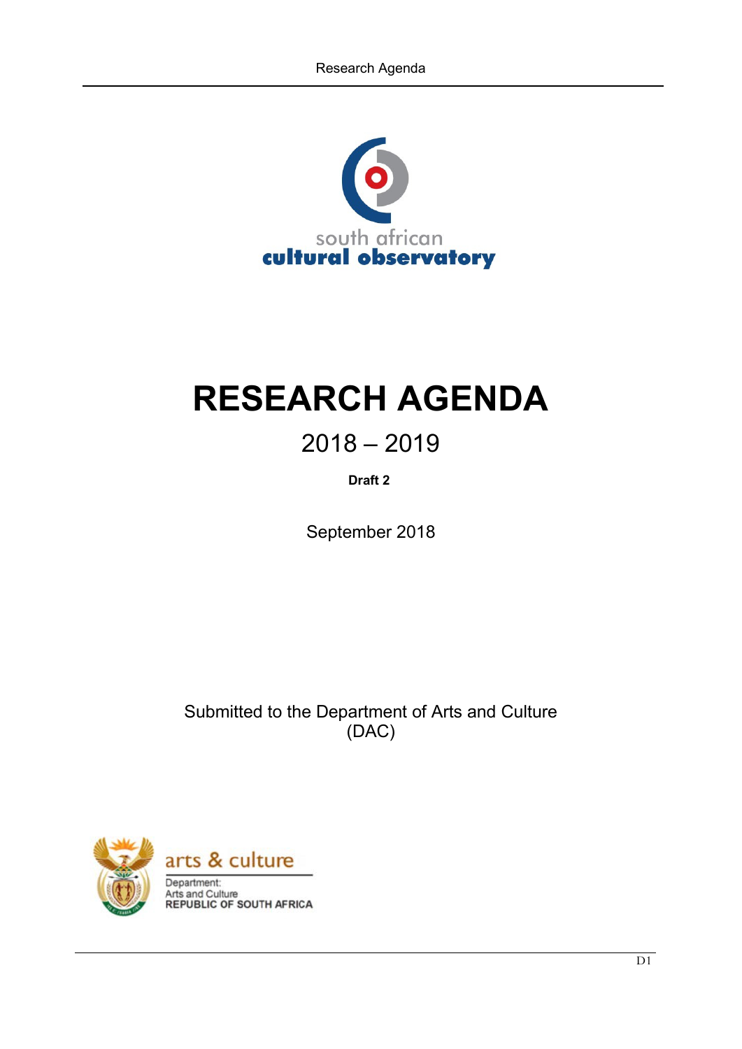south african
**cultural observatory**

# RESEARCH AGENDA

## 2018 – 2019

**Draft 2**

September 2018

Submitted to the Department of Arts and Culture (DAC)

arts & culture

Department:
Arts and Culture
REPUBLIC OF SOUTH AFRICA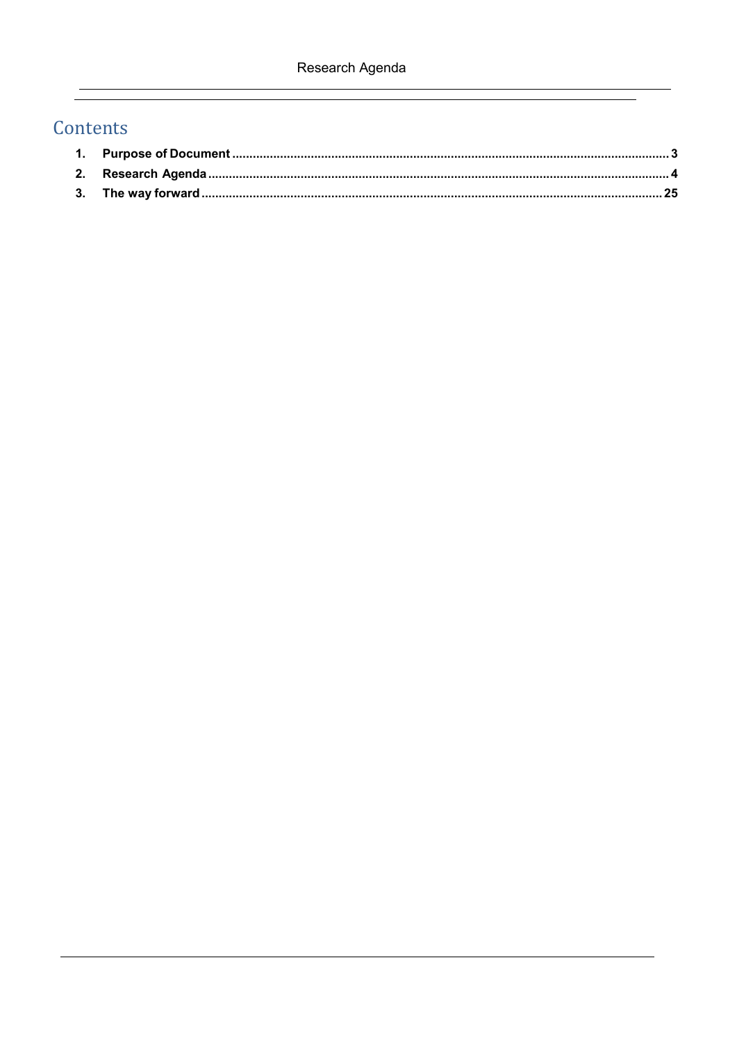# Contents

1. **Purpose of Document** ........................................................................ 3
2. **Research Agenda** ............................................................................ 4
3. **The way forward** ............................................................................ 25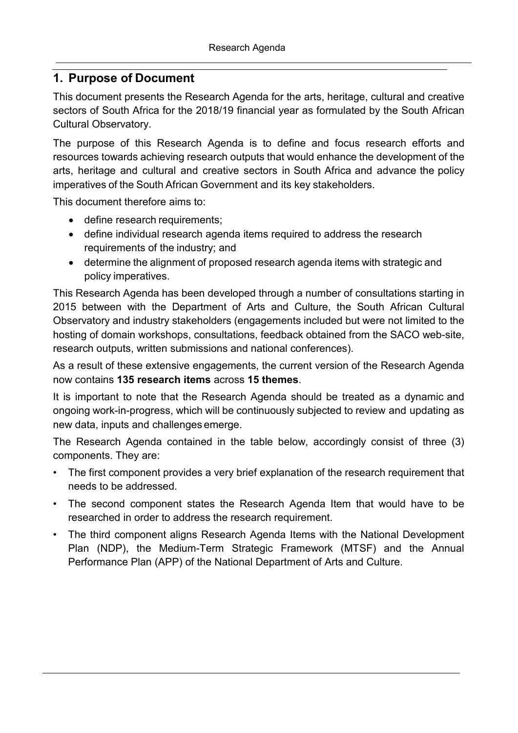## 1. Purpose of Document

This document presents the Research Agenda for the arts, heritage, cultural and creative sectors of South Africa for the 2018/19 financial year as formulated by the South African Cultural Observatory.

The purpose of this Research Agenda is to define and focus research efforts and resources towards achieving research outputs that would enhance the development of the arts, heritage and cultural and creative sectors in South Africa and advance the policy imperatives of the South African Government and its key stakeholders.

This document therefore aims to:

- define research requirements;
- define individual research agenda items required to address the research requirements of the industry; and
- determine the alignment of proposed research agenda items with strategic and policy imperatives.

This Research Agenda has been developed through a number of consultations starting in 2015 between with the Department of Arts and Culture, the South African Cultural Observatory and industry stakeholders (engagements included but were not limited to the hosting of domain workshops, consultations, feedback obtained from the SACO web-site, research outputs, written submissions and national conferences).

As a result of these extensive engagements, the current version of the Research Agenda now contains **135 research items** across **15 themes**.

It is important to note that the Research Agenda should be treated as a dynamic and ongoing work-in-progress, which will be continuously subjected to review and updating as new data, inputs and challenges emerge.

The Research Agenda contained in the table below, accordingly consist of three (3) components. They are:

- The first component provides a very brief explanation of the research requirement that needs to be addressed.
- The second component states the Research Agenda Item that would have to be researched in order to address the research requirement.
- The third component aligns Research Agenda Items with the National Development Plan (NDP), the Medium-Term Strategic Framework (MTSF) and the Annual Performance Plan (APP) of the National Department of Arts and Culture.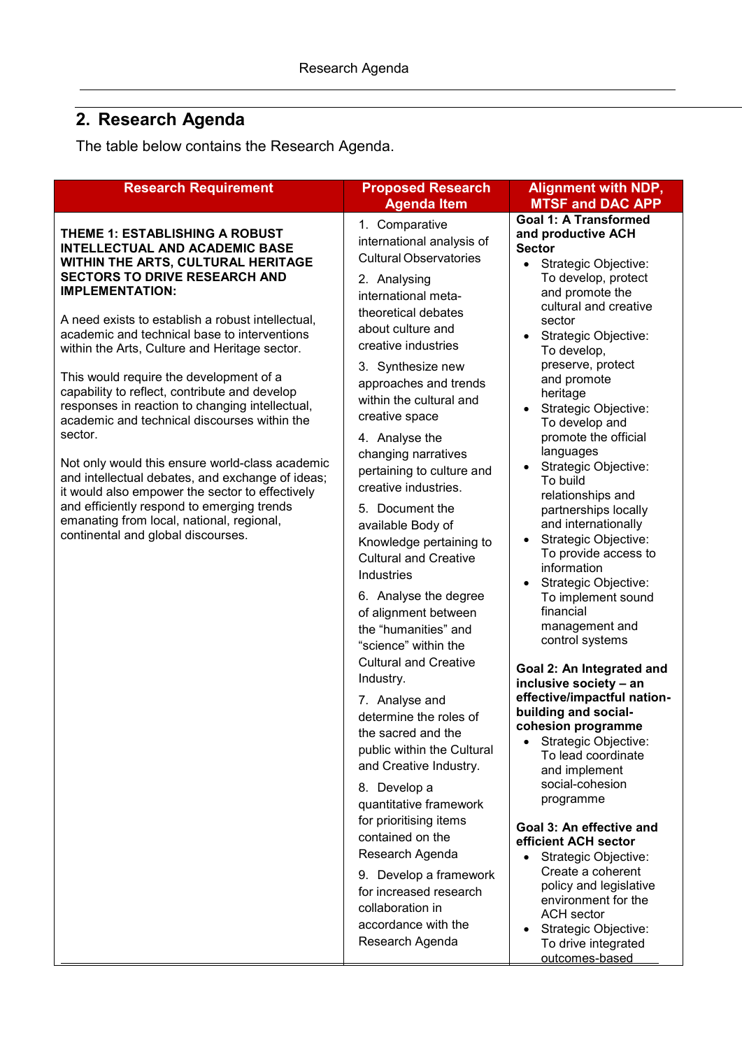## 2. Research Agenda

The table below contains the Research Agenda.

| Research Requirement | Proposed Research Agenda Item | Alignment with NDP, MTSF and DAC APP |
|---|---|---|
| **THEME 1: ESTABLISHING A ROBUST INTELLECTUAL AND ACADEMIC BASE WITHIN THE ARTS, CULTURAL HERITAGE SECTORS TO DRIVE RESEARCH AND IMPLEMENTATION:**<br><br>A need exists to establish a robust intellectual, academic and technical base to interventions within the Arts, Culture and Heritage sector.<br><br>This would require the development of a capability to reflect, contribute and develop responses in reaction to changing intellectual, academic and technical discourses within the sector.<br><br>Not only would this ensure world-class academic and intellectual debates, and exchange of ideas; it would also empower the sector to effectively and efficiently respond to emerging trends emanating from local, national, regional, continental and global discourses. | 1. Comparative international analysis of Cultural Observatories<br><br>2. Analysing international meta-theoretical debates about culture and creative industries<br><br>3. Synthesize new approaches and trends within the cultural and creative space<br><br>4. Analyse the changing narratives pertaining to culture and creative industries.<br><br>5. Document the available Body of Knowledge pertaining to Cultural and Creative Industries<br><br>6. Analyse the degree of alignment between the "humanities" and "science" within the Cultural and Creative Industry.<br><br>7. Analyse and determine the roles of the sacred and the public within the Cultural and Creative Industry.<br><br>8. Develop a quantitative framework for prioritising items contained on the Research Agenda<br><br>9. Develop a framework for increased research collaboration in accordance with the Research Agenda | **Goal 1: A Transformed and productive ACH Sector**<br>• Strategic Objective: To develop, protect and promote the cultural and creative sector<br>• Strategic Objective: To develop, preserve, protect and promote heritage<br>• Strategic Objective: To develop and promote the official languages<br>• Strategic Objective: To build relationships and partnerships locally and internationally<br>• Strategic Objective: To provide access to information<br>• Strategic Objective: To implement sound financial management and control systems<br><br>**Goal 2: An Integrated and inclusive society – an effective/impactful nation-building and social-cohesion programme**<br>• Strategic Objective: To lead coordinate and implement social-cohesion programme<br><br>**Goal 3: An effective and efficient ACH sector**<br>• Strategic Objective: Create a coherent policy and legislative environment for the ACH sector<br>• Strategic Objective: To drive integrated outcomes-based |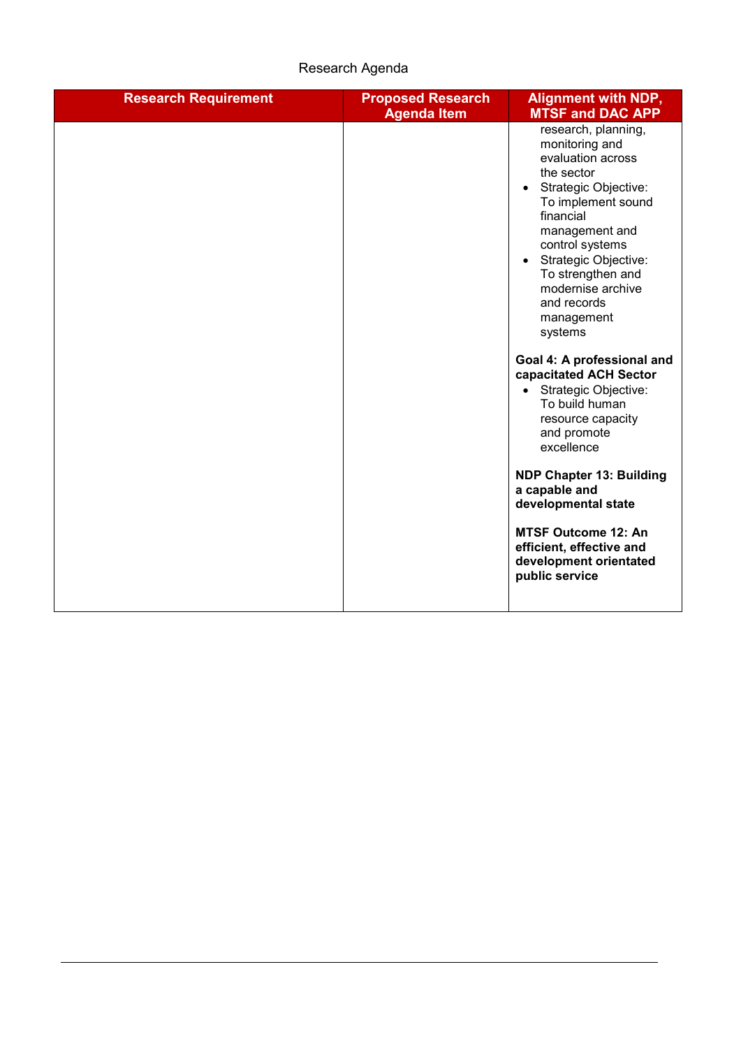Research Agenda

| Research Requirement | Proposed Research Agenda Item | Alignment with NDP, MTSF and DAC APP |
|---|---|---|
| | | research, planning, monitoring and evaluation across the sector<br>• Strategic Objective: To implement sound financial management and control systems<br>• Strategic Objective: To strengthen and modernise archive and records management systems<br><br>**Goal 4: A professional and capacitated ACH Sector**<br>• Strategic Objective: To build human resource capacity and promote excellence<br><br>**NDP Chapter 13: Building a capable and developmental state**<br><br>**MTSF Outcome 12: An efficient, effective and development orientated public service** |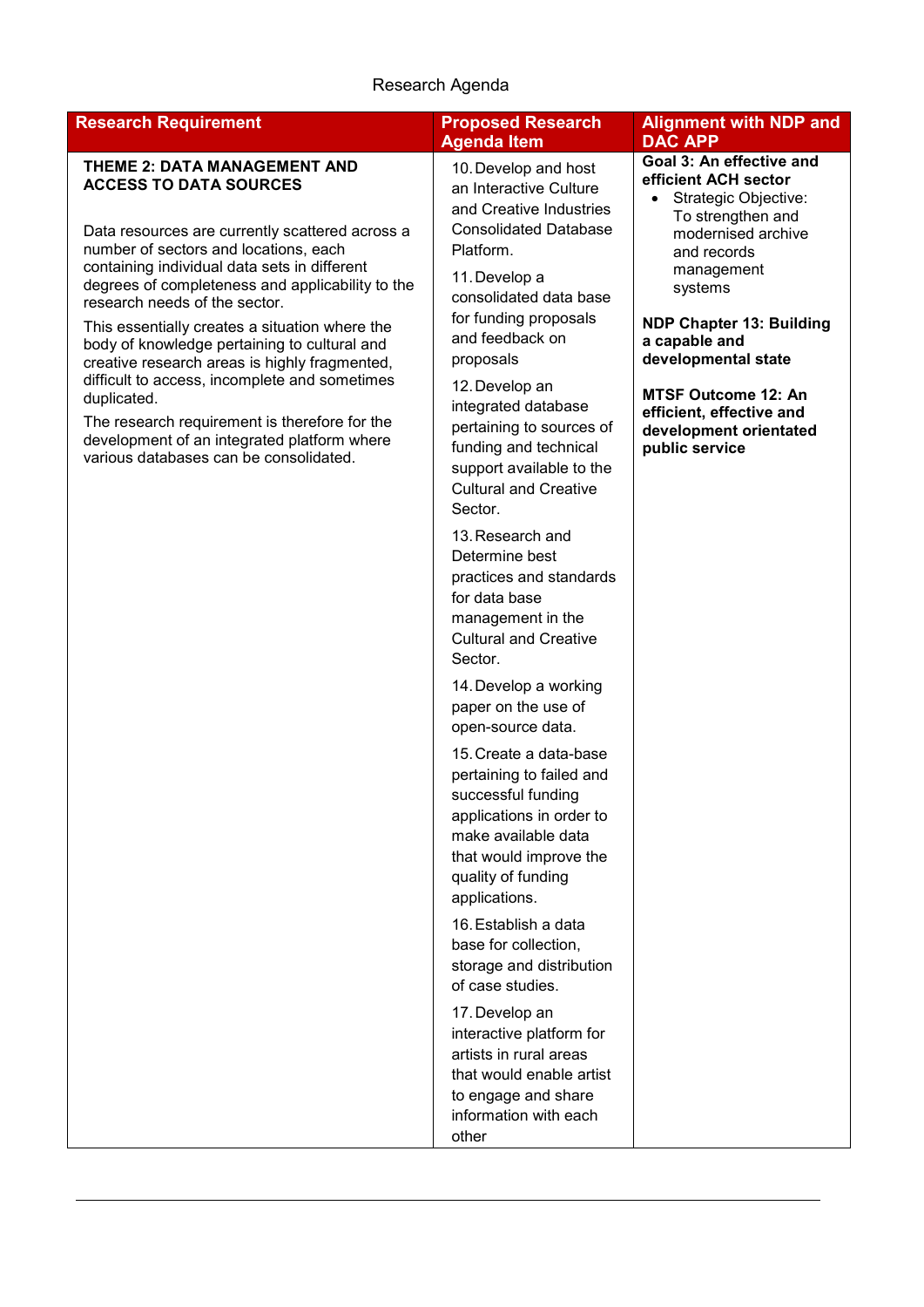Research Agenda

| Research Requirement | Proposed Research Agenda Item | Alignment with NDP and DAC APP |
|---|---|---|
| **THEME 2: DATA MANAGEMENT AND ACCESS TO DATA SOURCES**<br><br>Data resources are currently scattered across a number of sectors and locations, each containing individual data sets in different degrees of completeness and applicability to the research needs of the sector.<br><br>This essentially creates a situation where the body of knowledge pertaining to cultural and creative research areas is highly fragmented, difficult to access, incomplete and sometimes duplicated.<br><br>The research requirement is therefore for the development of an integrated platform where various databases can be consolidated. | 10. Develop and host an Interactive Culture and Creative Industries Consolidated Database Platform.<br><br>11. Develop a consolidated data base for funding proposals and feedback on proposals<br><br>12. Develop an integrated database pertaining to sources of funding and technical support available to the Cultural and Creative Sector.<br><br>13. Research and Determine best practices and standards for data base management in the Cultural and Creative Sector.<br><br>14. Develop a working paper on the use of open-source data.<br><br>15. Create a data-base pertaining to failed and successful funding applications in order to make available data that would improve the quality of funding applications.<br><br>16. Establish a data base for collection, storage and distribution of case studies.<br><br>17. Develop an interactive platform for artists in rural areas that would enable artist to engage and share information with each other | **Goal 3: An effective and efficient ACH sector**<br>• Strategic Objective: To strengthen and modernised archive and records management systems<br><br>**NDP Chapter 13: Building a capable and developmental state**<br><br>**MTSF Outcome 12: An efficient, effective and development orientated public service** |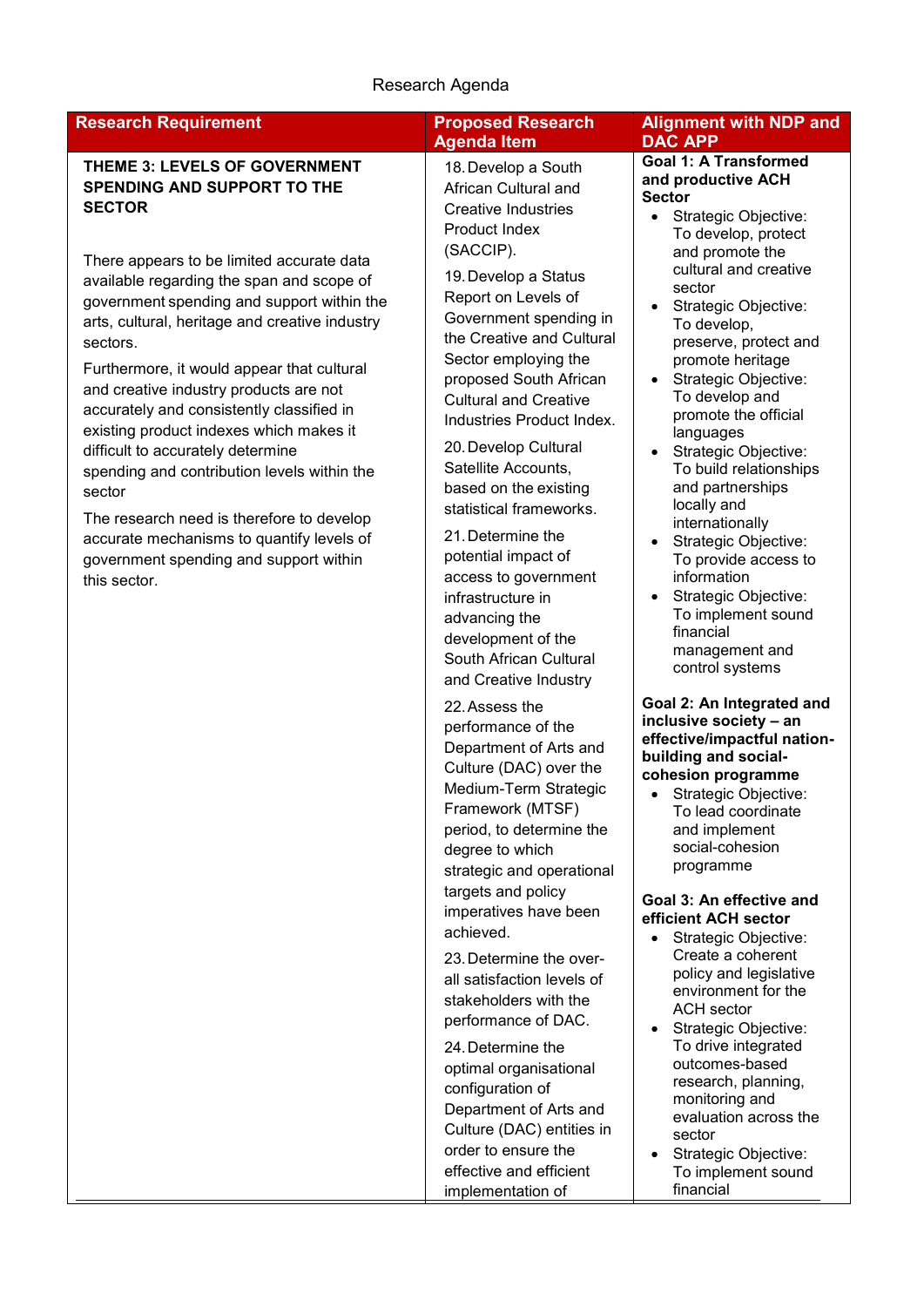Research Agenda

| Research Requirement | Proposed Research Agenda Item | Alignment with NDP and DAC APP |
| --- | --- | --- |
| **THEME 3: LEVELS OF GOVERNMENT SPENDING AND SUPPORT TO THE SECTOR**<br><br>There appears to be limited accurate data available regarding the span and scope of government spending and support within the arts, cultural, heritage and creative industry sectors.<br><br>Furthermore, it would appear that cultural and creative industry products are not accurately and consistently classified in existing product indexes which makes it difficult to accurately determine spending and contribution levels within the sector<br><br>The research need is therefore to develop accurate mechanisms to quantify levels of government spending and support within this sector. | 18. Develop a South African Cultural and Creative Industries Product Index (SACCIP).<br><br>19. Develop a Status Report on Levels of Government spending in the Creative and Cultural Sector employing the proposed South African Cultural and Creative Industries Product Index.<br><br>20. Develop Cultural Satellite Accounts, based on the existing statistical frameworks.<br><br>21. Determine the potential impact of access to government infrastructure in advancing the development of the South African Cultural and Creative Industry<br><br>22. Assess the performance of the Department of Arts and Culture (DAC) over the Medium-Term Strategic Framework (MTSF) period, to determine the degree to which strategic and operational targets and policy imperatives have been achieved.<br><br>23. Determine the over-all satisfaction levels of stakeholders with the performance of DAC.<br><br>24. Determine the optimal organisational configuration of Department of Arts and Culture (DAC) entities in order to ensure the effective and efficient implementation of | **Goal 1: A Transformed and productive ACH Sector**<br>• Strategic Objective: To develop, protect and promote the cultural and creative sector<br>• Strategic Objective: To develop, preserve, protect and promote heritage<br>• Strategic Objective: To develop and promote the official languages<br>• Strategic Objective: To build relationships and partnerships locally and internationally<br>• Strategic Objective: To provide access to information<br>• Strategic Objective: To implement sound financial management and control systems<br><br>**Goal 2: An Integrated and inclusive society – an effective/impactful nation-building and social-cohesion programme**<br>• Strategic Objective: To lead coordinate and implement social-cohesion programme<br><br>**Goal 3: An effective and efficient ACH sector**<br>• Strategic Objective: Create a coherent policy and legislative environment for the ACH sector<br>• Strategic Objective: To drive integrated outcomes-based research, planning, monitoring and evaluation across the sector<br>• Strategic Objective: To implement sound financial |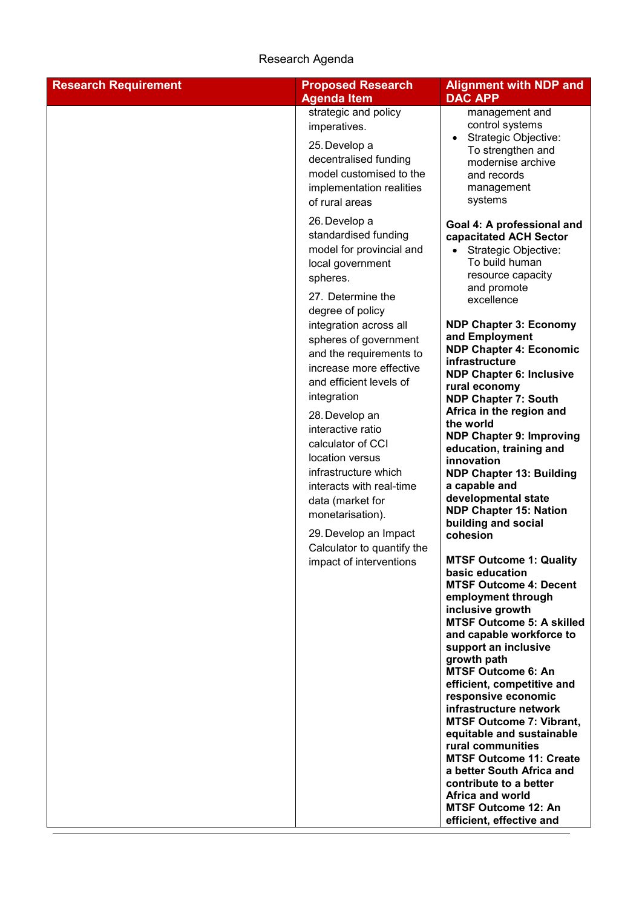Research Agenda

| Research Requirement | Proposed Research Agenda Item | Alignment with NDP and DAC APP |
| --- | --- | --- |
| | strategic and policy imperatives.<br><br>25. Develop a decentralised funding model customised to the implementation realities of rural areas<br><br>26. Develop a standardised funding model for provincial and local government spheres.<br><br>27. Determine the degree of policy integration across all spheres of government and the requirements to increase more effective and efficient levels of integration<br><br>28. Develop an interactive ratio calculator of CCI location versus infrastructure which interacts with real-time data (market for monetarisation).<br><br>29. Develop an Impact Calculator to quantify the impact of interventions | management and control systems<br>• Strategic Objective: To strengthen and modernise archive and records management systems<br><br>**Goal 4: A professional and capacitated ACH Sector**<br>• Strategic Objective: To build human resource capacity and promote excellence<br><br>**NDP Chapter 3: Economy and Employment**<br>**NDP Chapter 4: Economic infrastructure**<br>**NDP Chapter 6: Inclusive rural economy**<br>**NDP Chapter 7: South Africa in the region and the world**<br>**NDP Chapter 9: Improving education, training and innovation**<br>**NDP Chapter 13: Building a capable and developmental state**<br>**NDP Chapter 15: Nation building and social cohesion**<br><br>**MTSF Outcome 1: Quality basic education**<br>**MTSF Outcome 4: Decent employment through inclusive growth**<br>**MTSF Outcome 5: A skilled and capable workforce to support an inclusive growth path**<br>**MTSF Outcome 6: An efficient, competitive and responsive economic infrastructure network**<br>**MTSF Outcome 7: Vibrant, equitable and sustainable rural communities**<br>**MTSF Outcome 11: Create a better South Africa and contribute to a better Africa and world**<br>**MTSF Outcome 12: An efficient, effective and** |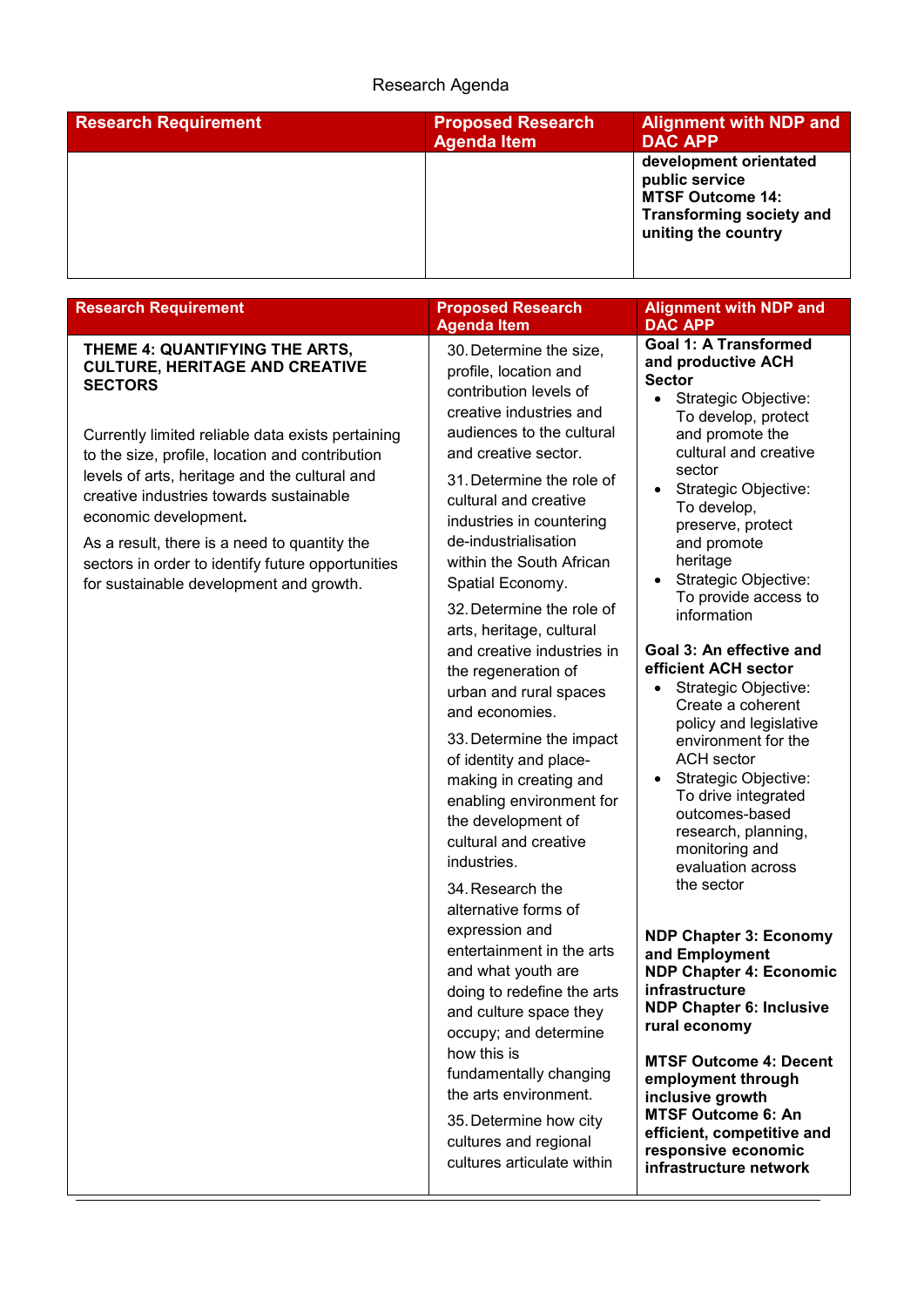Research Agenda

| Research Requirement | Proposed Research Agenda Item | Alignment with NDP and DAC APP |
|---|---|---|
| | | **development orientated public service**<br>**MTSF Outcome 14: Transforming society and uniting the country** |

| Research Requirement | Proposed Research Agenda Item | Alignment with NDP and DAC APP |
|---|---|---|
| **THEME 4: QUANTIFYING THE ARTS, CULTURE, HERITAGE AND CREATIVE SECTORS**<br><br>Currently limited reliable data exists pertaining to the size, profile, location and contribution levels of arts, heritage and the cultural and creative industries towards sustainable economic development**.**<br><br>As a result, there is a need to quantity the sectors in order to identify future opportunities for sustainable development and growth. | 30. Determine the size, profile, location and contribution levels of creative industries and audiences to the cultural and creative sector.<br><br>31. Determine the role of cultural and creative industries in countering de-industrialisation within the South African Spatial Economy.<br><br>32. Determine the role of arts, heritage, cultural and creative industries in the regeneration of urban and rural spaces and economies.<br><br>33. Determine the impact of identity and place-making in creating and enabling environment for the development of cultural and creative industries.<br><br>34. Research the alternative forms of expression and entertainment in the arts and what youth are doing to redefine the arts and culture space they occupy; and determine how this is fundamentally changing the arts environment.<br><br>35. Determine how city cultures and regional cultures articulate within | **Goal 1: A Transformed and productive ACH Sector**<br>• Strategic Objective: To develop, protect and promote the cultural and creative sector<br>• Strategic Objective: To develop, preserve, protect and promote heritage<br>• Strategic Objective: To provide access to information<br><br>**Goal 3: An effective and efficient ACH sector**<br>• Strategic Objective: Create a coherent policy and legislative environment for the ACH sector<br>• Strategic Objective: To drive integrated outcomes-based research, planning, monitoring and evaluation across the sector<br><br>**NDP Chapter 3: Economy and Employment**<br>**NDP Chapter 4: Economic infrastructure**<br>**NDP Chapter 6: Inclusive rural economy**<br><br>**MTSF Outcome 4: Decent employment through inclusive growth**<br>**MTSF Outcome 6: An efficient, competitive and responsive economic infrastructure network** |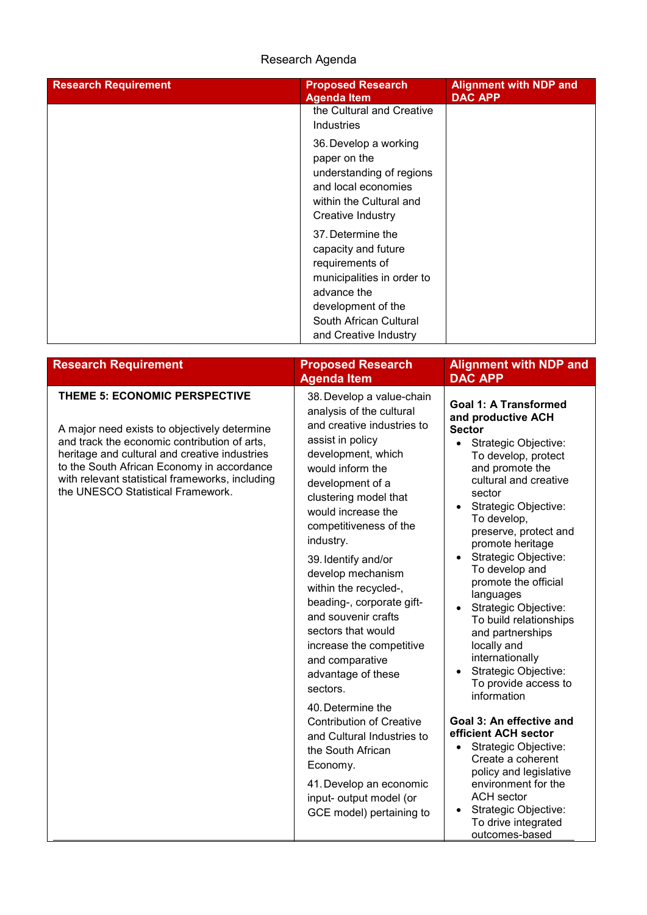Research Agenda

| Research Requirement | Proposed Research Agenda Item | Alignment with NDP and DAC APP |
|---|---|---|
| | the Cultural and Creative Industries<br><br>36. Develop a working paper on the understanding of regions and local economies within the Cultural and Creative Industry<br><br>37. Determine the capacity and future requirements of municipalities in order to advance the development of the South African Cultural and Creative Industry | |

| Research Requirement | Proposed Research Agenda Item | Alignment with NDP and DAC APP |
|---|---|---|
| **THEME 5: ECONOMIC PERSPECTIVE**<br><br>A major need exists to objectively determine and track the economic contribution of arts, heritage and cultural and creative industries to the South African Economy in accordance with relevant statistical frameworks, including the UNESCO Statistical Framework. | 38. Develop a value-chain analysis of the cultural and creative industries to assist in policy development, which would inform the development of a clustering model that would increase the competitiveness of the industry.<br><br>39. Identify and/or develop mechanism within the recycled-, beading-, corporate gift- and souvenir crafts sectors that would increase the competitive and comparative advantage of these sectors.<br><br>40. Determine the Contribution of Creative and Cultural Industries to the South African Economy.<br><br>41. Develop an economic input- output model (or GCE model) pertaining to | **Goal 1: A Transformed and productive ACH Sector**<br>• Strategic Objective: To develop, protect and promote the cultural and creative sector<br>• Strategic Objective: To develop, preserve, protect and promote heritage<br>• Strategic Objective: To develop and promote the official languages<br>• Strategic Objective: To build relationships and partnerships locally and internationally<br>• Strategic Objective: To provide access to information<br><br>**Goal 3: An effective and efficient ACH sector**<br>• Strategic Objective: Create a coherent policy and legislative environment for the ACH sector<br>• Strategic Objective: To drive integrated outcomes-based |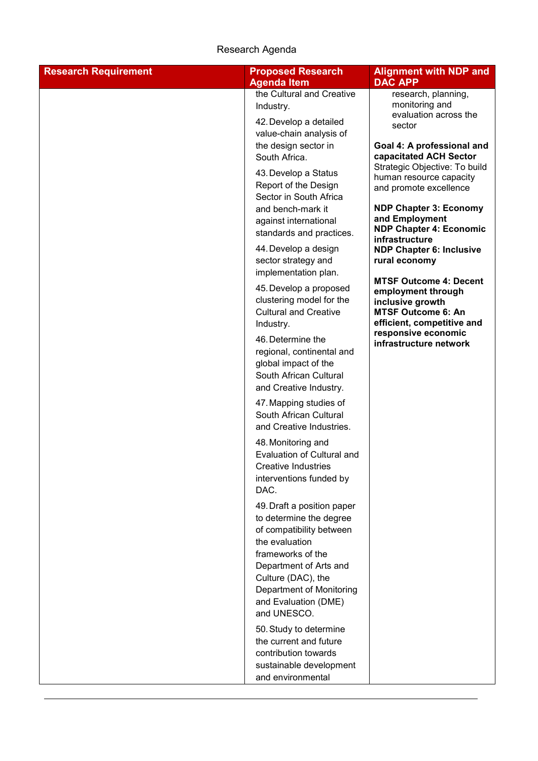Research Agenda

| Research Requirement | Proposed Research Agenda Item | Alignment with NDP and DAC APP |
|---|---|---|
| | the Cultural and Creative Industry.<br><br>42. Develop a detailed value-chain analysis of the design sector in South Africa.<br><br>43. Develop a Status Report of the Design Sector in South Africa and bench-mark it against international standards and practices.<br><br>44. Develop a design sector strategy and implementation plan.<br><br>45. Develop a proposed clustering model for the Cultural and Creative Industry.<br><br>46. Determine the regional, continental and global impact of the South African Cultural and Creative Industry.<br><br>47. Mapping studies of South African Cultural and Creative Industries.<br><br>48. Monitoring and Evaluation of Cultural and Creative Industries interventions funded by DAC.<br><br>49. Draft a position paper to determine the degree of compatibility between the evaluation frameworks of the Department of Arts and Culture (DAC), the Department of Monitoring and Evaluation (DME) and UNESCO.<br><br>50. Study to determine the current and future contribution towards sustainable development and environmental | research, planning, monitoring and evaluation across the sector<br><br>**Goal 4: A professional and capacitated ACH Sector**<br>Strategic Objective: To build human resource capacity and promote excellence<br><br>**NDP Chapter 3: Economy and Employment**<br>**NDP Chapter 4: Economic infrastructure**<br>**NDP Chapter 6: Inclusive rural economy**<br><br>**MTSF Outcome 4: Decent employment through inclusive growth**<br>**MTSF Outcome 6: An efficient, competitive and responsive economic infrastructure network** |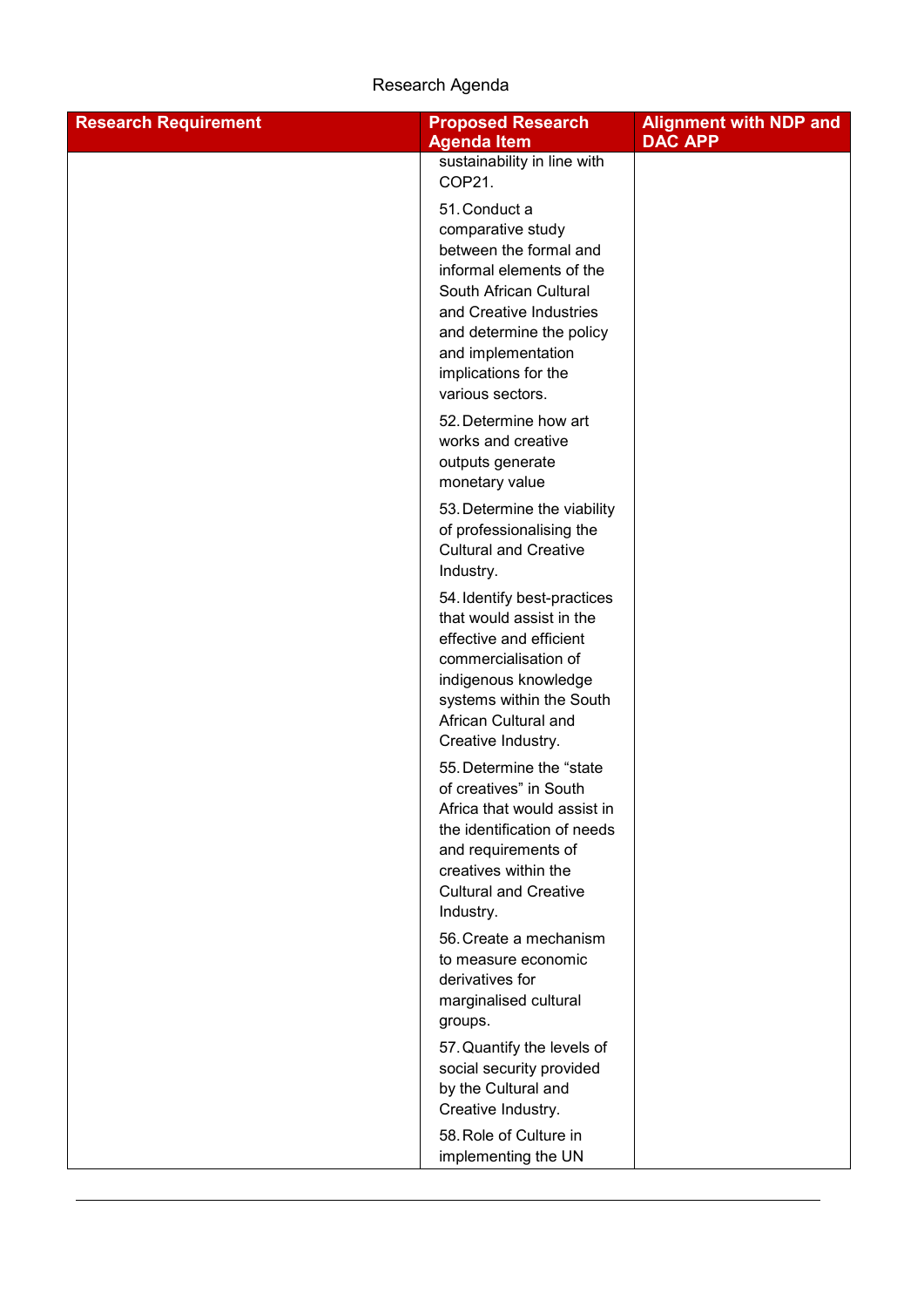Research Agenda

| Research Requirement | Proposed Research Agenda Item | Alignment with NDP and DAC APP |
|---|---|---|
| | sustainability in line with COP21.<br><br>51. Conduct a comparative study between the formal and informal elements of the South African Cultural and Creative Industries and determine the policy and implementation implications for the various sectors.<br><br>52. Determine how art works and creative outputs generate monetary value<br><br>53. Determine the viability of professionalising the Cultural and Creative Industry.<br><br>54. Identify best-practices that would assist in the effective and efficient commercialisation of indigenous knowledge systems within the South African Cultural and Creative Industry.<br><br>55. Determine the "state of creatives" in South Africa that would assist in the identification of needs and requirements of creatives within the Cultural and Creative Industry.<br><br>56. Create a mechanism to measure economic derivatives for marginalised cultural groups.<br><br>57. Quantify the levels of social security provided by the Cultural and Creative Industry.<br><br>58. Role of Culture in implementing the UN | |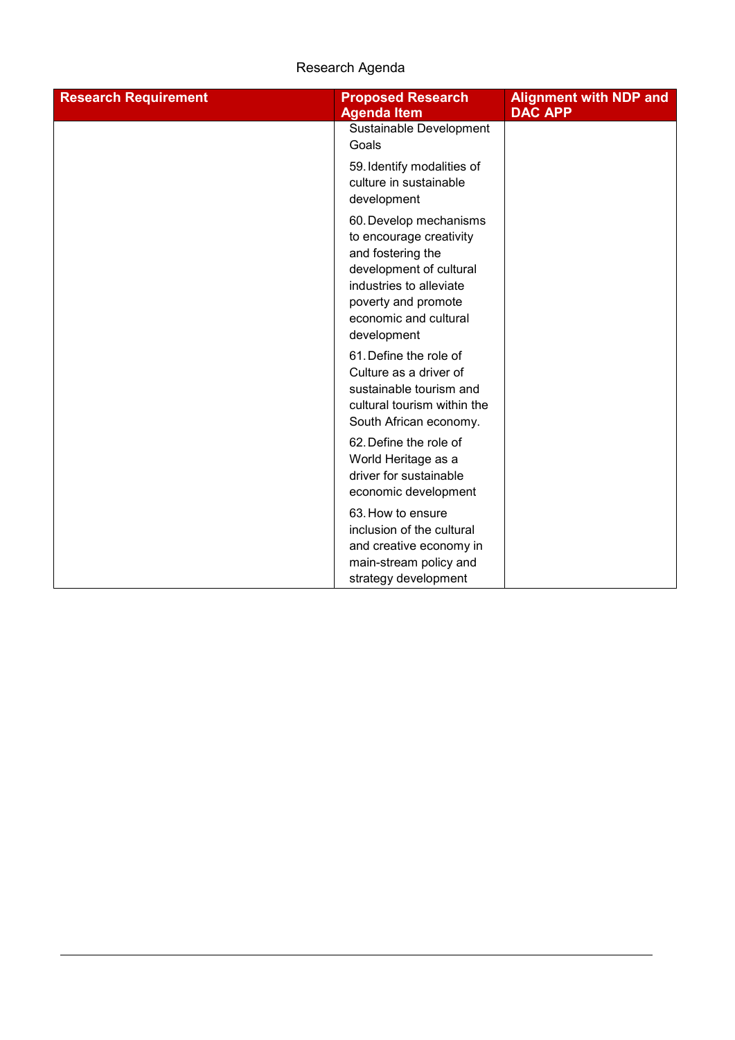Research Agenda

| Research Requirement | Proposed Research Agenda Item | Alignment with NDP and DAC APP |
|---|---|---|
| | Sustainable Development Goals<br><br>59. Identify modalities of culture in sustainable development<br><br>60. Develop mechanisms to encourage creativity and fostering the development of cultural industries to alleviate poverty and promote economic and cultural development<br><br>61. Define the role of Culture as a driver of sustainable tourism and cultural tourism within the South African economy.<br><br>62. Define the role of World Heritage as a driver for sustainable economic development<br><br>63. How to ensure inclusion of the cultural and creative economy in main-stream policy and strategy development | |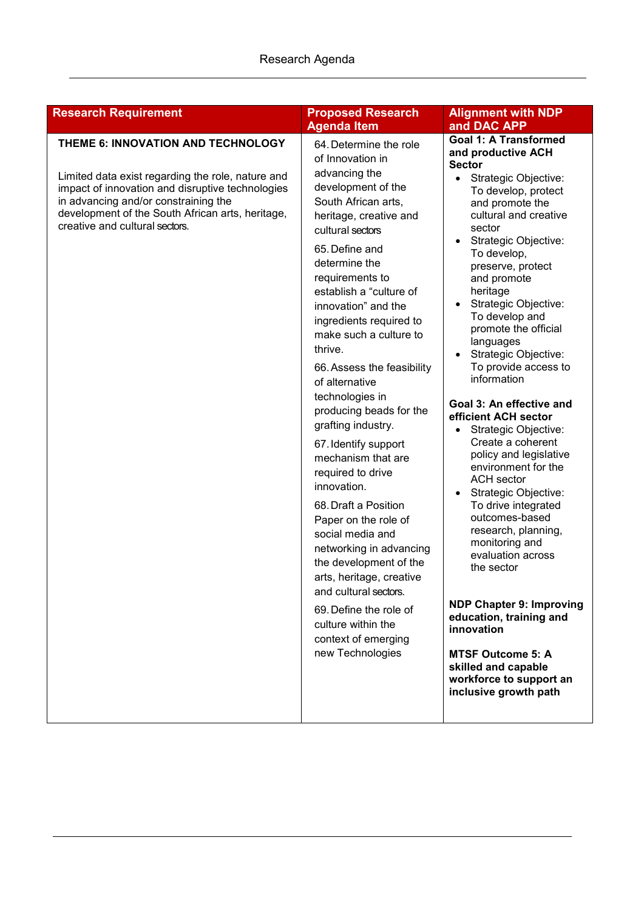| Research Requirement | Proposed Research Agenda Item | Alignment with NDP and DAC APP |
|---|---|---|
| **THEME 6: INNOVATION AND TECHNOLOGY**<br><br>Limited data exist regarding the role, nature and impact of innovation and disruptive technologies in advancing and/or constraining the development of the South African arts, heritage, creative and cultural sectors. | 64. Determine the role of Innovation in advancing the development of the South African arts, heritage, creative and cultural sectors<br><br>65. Define and determine the requirements to establish a "culture of innovation" and the ingredients required to make such a culture to thrive.<br><br>66. Assess the feasibility of alternative technologies in producing beads for the grafting industry.<br><br>67. Identify support mechanism that are required to drive innovation.<br><br>68. Draft a Position Paper on the role of social media and networking in advancing the development of the arts, heritage, creative and cultural sectors.<br><br>69. Define the role of culture within the context of emerging new Technologies | **Goal 1: A Transformed and productive ACH Sector**<br>• Strategic Objective: To develop, protect and promote the cultural and creative sector<br>• Strategic Objective: To develop, preserve, protect and promote heritage<br>• Strategic Objective: To develop and promote the official languages<br>• Strategic Objective: To provide access to information<br><br>**Goal 3: An effective and efficient ACH sector**<br>• Strategic Objective: Create a coherent policy and legislative environment for the ACH sector<br>• Strategic Objective: To drive integrated outcomes-based research, planning, monitoring and evaluation across the sector<br><br>**NDP Chapter 9: Improving education, training and innovation**<br><br>**MTSF Outcome 5: A skilled and capable workforce to support an inclusive growth path** |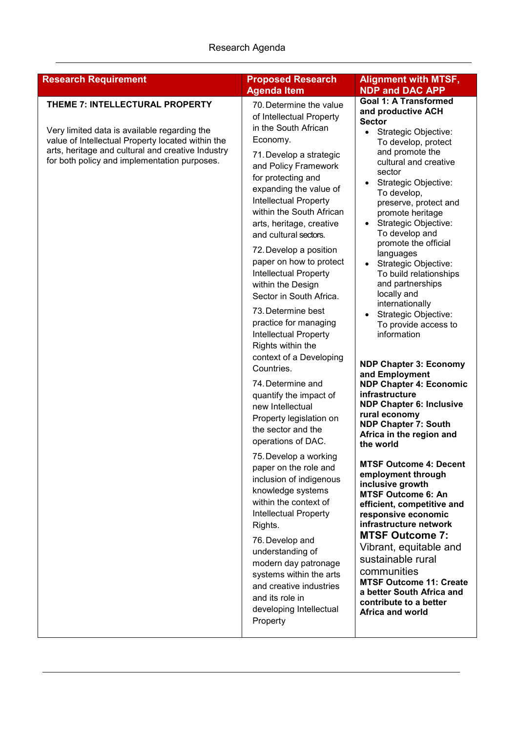| Research Requirement | Proposed Research Agenda Item | Alignment with MTSF, NDP and DAC APP |
|---|---|---|
| **THEME 7: INTELLECTUAL PROPERTY**<br><br>Very limited data is available regarding the value of Intellectual Property located within the arts, heritage and cultural and creative Industry for both policy and implementation purposes. | 70. Determine the value of Intellectual Property in the South African Economy.<br><br>71. Develop a strategic and Policy Framework for protecting and expanding the value of Intellectual Property within the South African arts, heritage, creative and cultural sectors.<br><br>72. Develop a position paper on how to protect Intellectual Property within the Design Sector in South Africa.<br><br>73. Determine best practice for managing Intellectual Property Rights within the context of a Developing Countries.<br><br>74. Determine and quantify the impact of new Intellectual Property legislation on the sector and the operations of DAC.<br><br>75. Develop a working paper on the role and inclusion of indigenous knowledge systems within the context of Intellectual Property Rights.<br><br>76. Develop and understanding of modern day patronage systems within the arts and creative industries and its role in developing Intellectual Property | **Goal 1: A Transformed and productive ACH Sector**<br>• Strategic Objective: To develop, protect and promote the cultural and creative sector<br>• Strategic Objective: To develop, preserve, protect and promote heritage<br>• Strategic Objective: To develop and promote the official languages<br>• Strategic Objective: To build relationships and partnerships locally and internationally<br>• Strategic Objective: To provide access to information<br><br>**NDP Chapter 3: Economy and Employment**<br>**NDP Chapter 4: Economic infrastructure**<br>**NDP Chapter 6: Inclusive rural economy**<br>**NDP Chapter 7: South Africa in the region and the world**<br><br>**MTSF Outcome 4: Decent employment through inclusive growth**<br>**MTSF Outcome 6: An efficient, competitive and responsive economic infrastructure network**<br>**MTSF Outcome 7:** Vibrant, equitable and sustainable rural communities<br>**MTSF Outcome 11: Create a better South Africa and contribute to a better Africa and world** |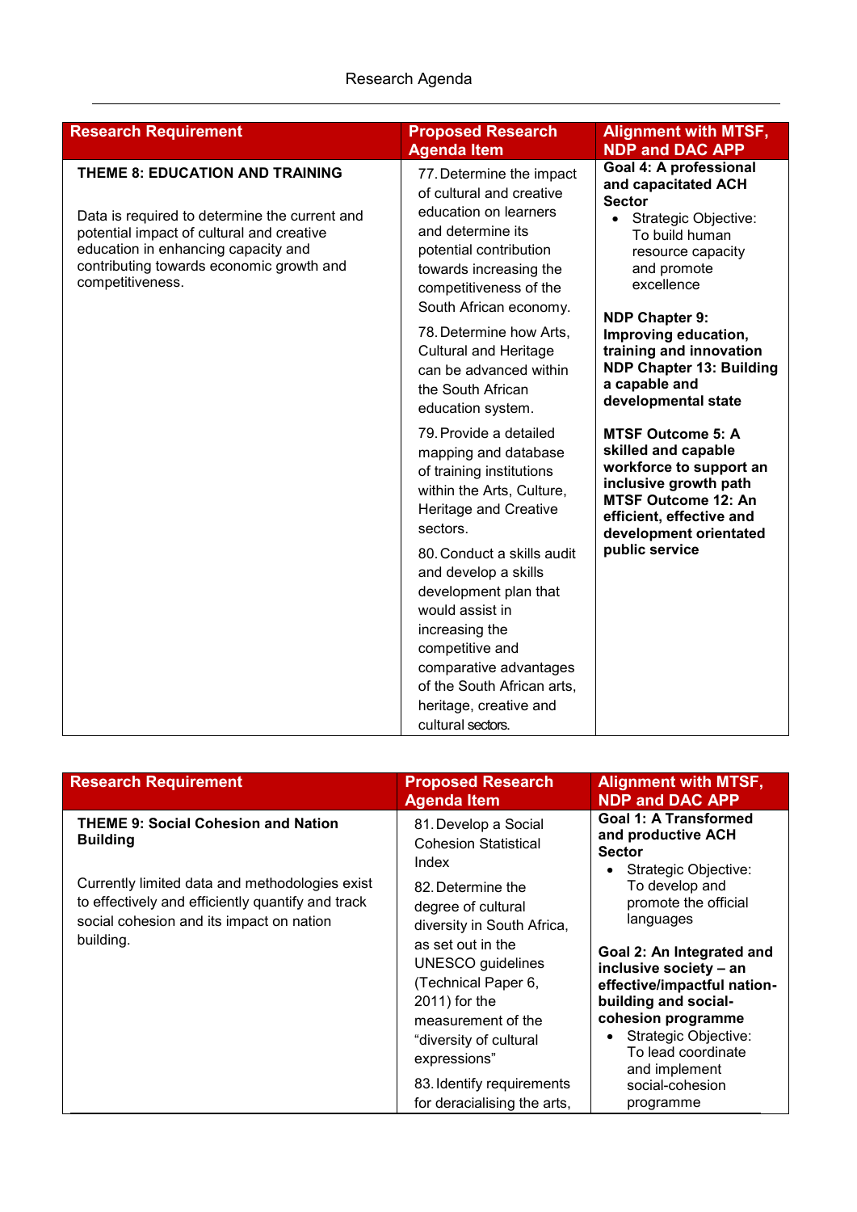| Research Requirement | Proposed Research Agenda Item | Alignment with MTSF, NDP and DAC APP |
|---|---|---|
| **THEME 8: EDUCATION AND TRAINING**<br><br>Data is required to determine the current and potential impact of cultural and creative education in enhancing capacity and contributing towards economic growth and competitiveness. | 77. Determine the impact of cultural and creative education on learners and determine its potential contribution towards increasing the competitiveness of the South African economy.<br><br>78. Determine how Arts, Cultural and Heritage can be advanced within the South African education system.<br><br>79. Provide a detailed mapping and database of training institutions within the Arts, Culture, Heritage and Creative sectors.<br><br>80. Conduct a skills audit and develop a skills development plan that would assist in increasing the competitive and comparative advantages of the South African arts, heritage, creative and cultural sectors. | **Goal 4: A professional and capacitated ACH Sector**<br>• Strategic Objective: To build human resource capacity and promote excellence<br><br>**NDP Chapter 9: Improving education, training and innovation**<br>**NDP Chapter 13: Building a capable and developmental state**<br><br>**MTSF Outcome 5: A skilled and capable workforce to support an inclusive growth path**<br>**MTSF Outcome 12: An efficient, effective and development orientated public service** |

| Research Requirement | Proposed Research Agenda Item | Alignment with MTSF, NDP and DAC APP |
|---|---|---|
| **THEME 9: Social Cohesion and Nation Building**<br><br>Currently limited data and methodologies exist to effectively and efficiently quantify and track social cohesion and its impact on nation building. | 81. Develop a Social Cohesion Statistical Index<br><br>82. Determine the degree of cultural diversity in South Africa, as set out in the UNESCO guidelines (Technical Paper 6, 2011) for the measurement of the "diversity of cultural expressions"<br><br>83. Identify requirements for deracialising the arts, | **Goal 1: A Transformed and productive ACH Sector**<br>• Strategic Objective: To develop and promote the official languages<br><br>**Goal 2: An Integrated and inclusive society – an effective/impactful nation-building and social-cohesion programme**<br>• Strategic Objective: To lead coordinate and implement social-cohesion programme |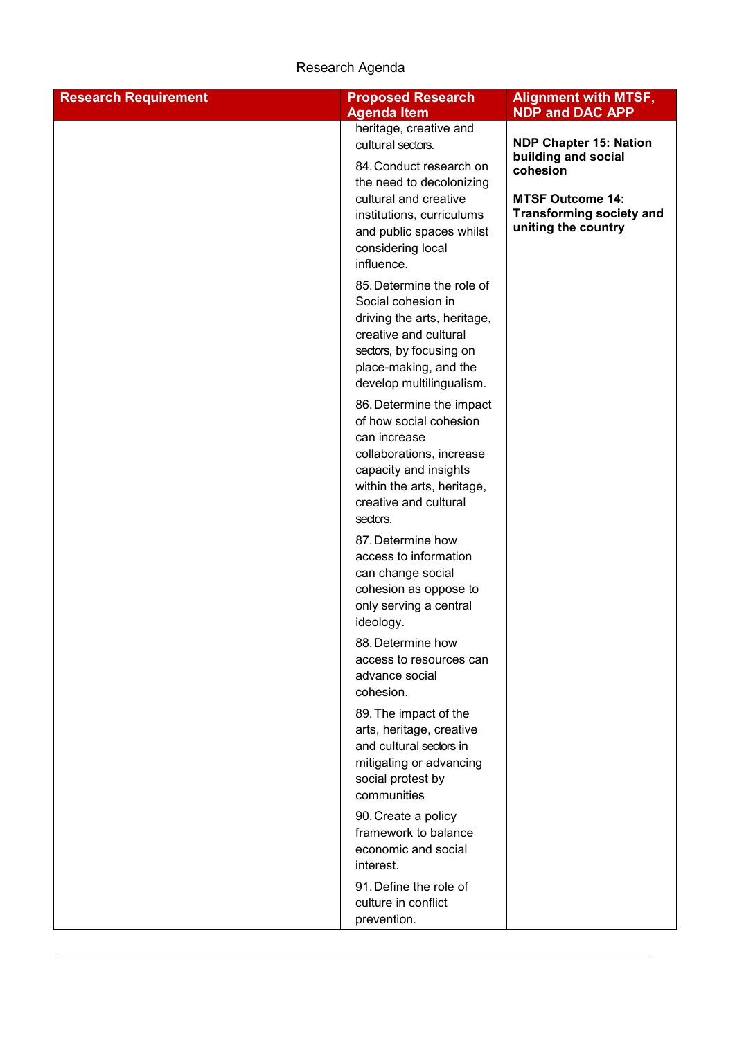Research Agenda

| Research Requirement | Proposed Research Agenda Item | Alignment with MTSF, NDP and DAC APP |
|---|---|---|
| | heritage, creative and cultural sectors.<br><br>84. Conduct research on the need to decolonizing cultural and creative institutions, curriculums and public spaces whilst considering local influence.<br><br>85. Determine the role of Social cohesion in driving the arts, heritage, creative and cultural sectors, by focusing on place-making, and the develop multilingualism.<br><br>86. Determine the impact of how social cohesion can increase collaborations, increase capacity and insights within the arts, heritage, creative and cultural sectors.<br><br>87. Determine how access to information can change social cohesion as oppose to only serving a central ideology.<br><br>88. Determine how access to resources can advance social cohesion.<br><br>89. The impact of the arts, heritage, creative and cultural sectors in mitigating or advancing social protest by communities<br><br>90. Create a policy framework to balance economic and social interest.<br><br>91. Define the role of culture in conflict prevention. | **NDP Chapter 15: Nation building and social cohesion**<br><br>**MTSF Outcome 14: Transforming society and uniting the country** |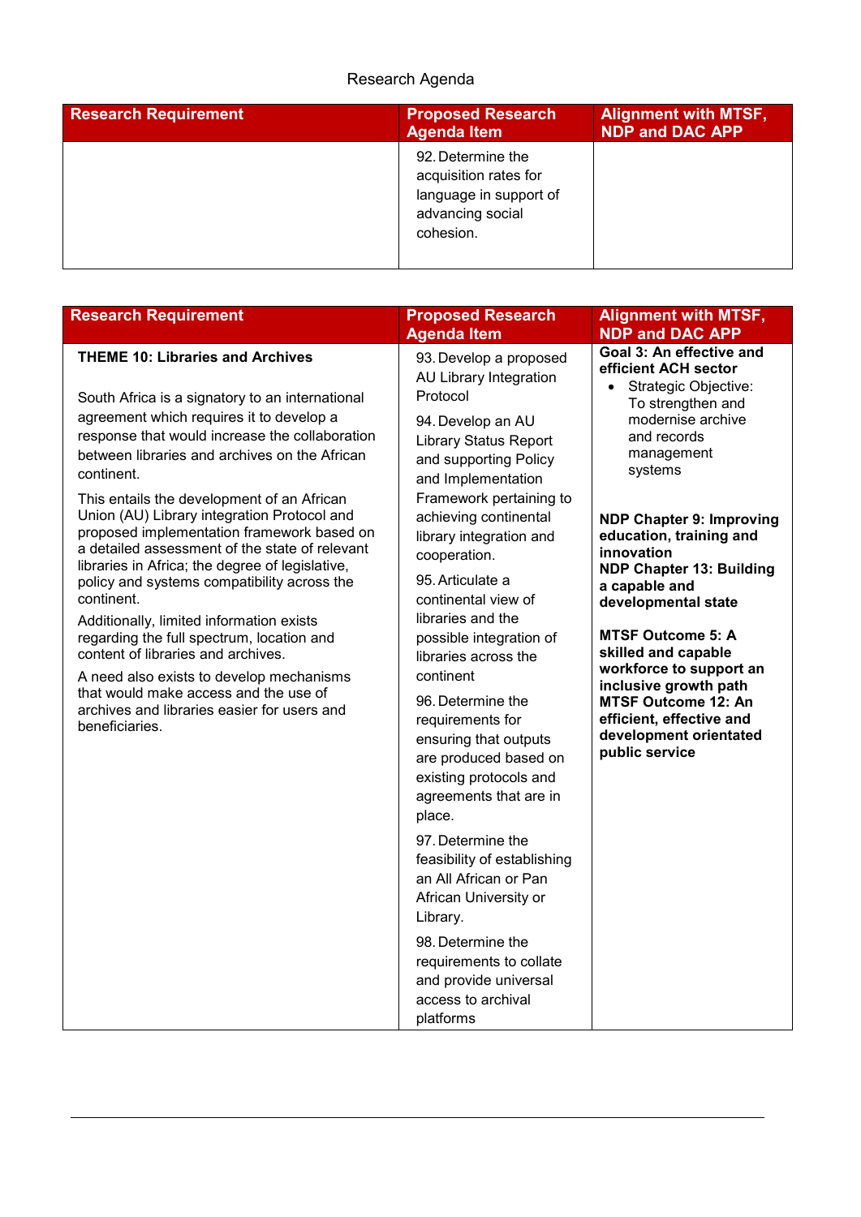Research Agenda

| Research Requirement | Proposed Research Agenda Item | Alignment with MTSF, NDP and DAC APP |
|---|---|---|
| | 92. Determine the acquisition rates for language in support of advancing social cohesion. | |

| Research Requirement | Proposed Research Agenda Item | Alignment with MTSF, NDP and DAC APP |
|---|---|---|
| **THEME 10: Libraries and Archives**<br><br>South Africa is a signatory to an international agreement which requires it to develop a response that would increase the collaboration between libraries and archives on the African continent.<br><br>This entails the development of an African Union (AU) Library integration Protocol and proposed implementation framework based on a detailed assessment of the state of relevant libraries in Africa; the degree of legislative, policy and systems compatibility across the continent.<br><br>Additionally, limited information exists regarding the full spectrum, location and content of libraries and archives.<br><br>A need also exists to develop mechanisms that would make access and the use of archives and libraries easier for users and beneficiaries. | 93. Develop a proposed AU Library Integration Protocol<br><br>94. Develop an AU Library Status Report and supporting Policy and Implementation Framework pertaining to achieving continental library integration and cooperation.<br><br>95. Articulate a continental view of libraries and the possible integration of libraries across the continent<br><br>96. Determine the requirements for ensuring that outputs are produced based on existing protocols and agreements that are in place.<br><br>97. Determine the feasibility of establishing an All African or Pan African University or Library.<br><br>98. Determine the requirements to collate and provide universal access to archival platforms | **Goal 3: An effective and efficient ACH sector**<br>• Strategic Objective: To strengthen and modernise archive and records management systems<br><br>**NDP Chapter 9: Improving education, training and innovation**<br>**NDP Chapter 13: Building a capable and developmental state**<br><br>**MTSF Outcome 5: A skilled and capable workforce to support an inclusive growth path**<br>**MTSF Outcome 12: An efficient, effective and development orientated public service** |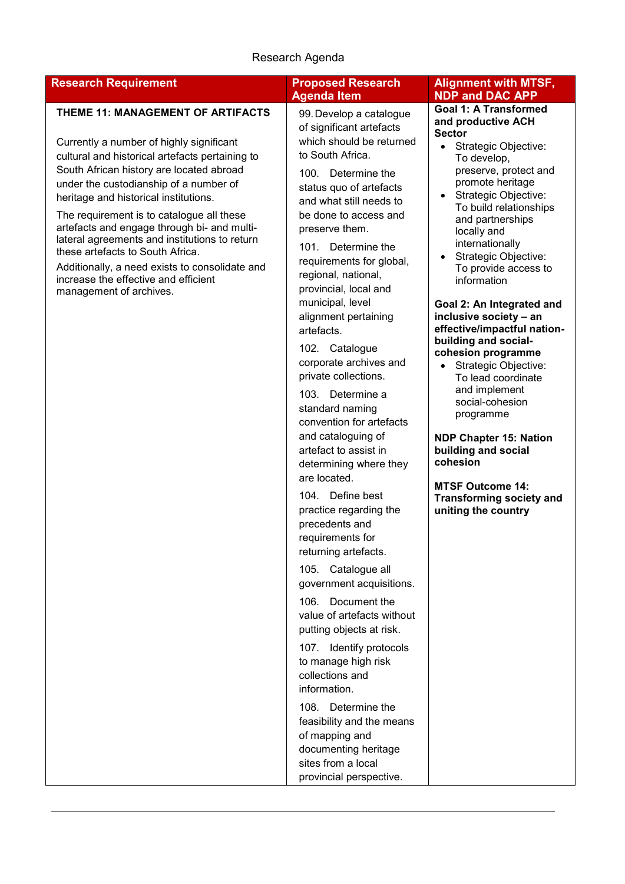Research Agenda

| Research Requirement | Proposed Research Agenda Item | Alignment with MTSF, NDP and DAC APP |
|---|---|---|
| **THEME 11: MANAGEMENT OF ARTIFACTS**<br><br>Currently a number of highly significant cultural and historical artefacts pertaining to South African history are located abroad under the custodianship of a number of heritage and historical institutions.<br><br>The requirement is to catalogue all these artefacts and engage through bi- and multi-lateral agreements and institutions to return these artefacts to South Africa.<br><br>Additionally, a need exists to consolidate and increase the effective and efficient management of archives. | 99. Develop a catalogue of significant artefacts which should be returned to South Africa.<br><br>100. Determine the status quo of artefacts and what still needs to be done to access and preserve them.<br><br>101. Determine the requirements for global, regional, national, provincial, local and municipal, level alignment pertaining artefacts.<br><br>102. Catalogue corporate archives and private collections.<br><br>103. Determine a standard naming convention for artefacts and cataloguing of artefact to assist in determining where they are located.<br><br>104. Define best practice regarding the precedents and requirements for returning artefacts.<br><br>105. Catalogue all government acquisitions.<br><br>106. Document the value of artefacts without putting objects at risk.<br><br>107. Identify protocols to manage high risk collections and information.<br><br>108. Determine the feasibility and the means of mapping and documenting heritage sites from a local provincial perspective. | **Goal 1: A Transformed and productive ACH Sector**<br>• Strategic Objective: To develop, preserve, protect and promote heritage<br>• Strategic Objective: To build relationships and partnerships locally and internationally<br>• Strategic Objective: To provide access to information<br><br>**Goal 2: An Integrated and inclusive society – an effective/impactful nation-building and social-cohesion programme**<br>• Strategic Objective: To lead coordinate and implement social-cohesion programme<br><br>**NDP Chapter 15: Nation building and social cohesion**<br><br>**MTSF Outcome 14: Transforming society and uniting the country** |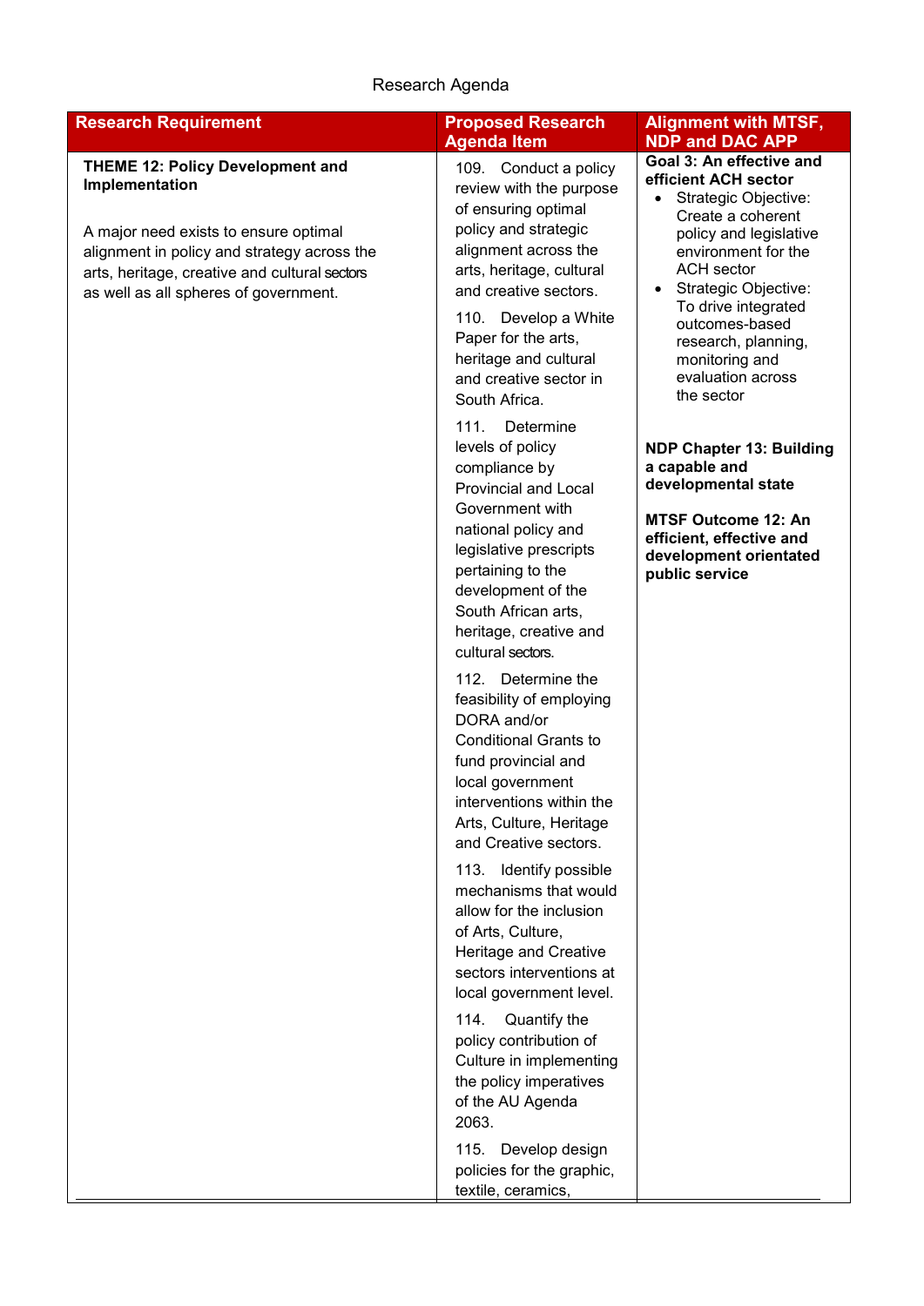Research Agenda

| Research Requirement | Proposed Research Agenda Item | Alignment with MTSF, NDP and DAC APP |
|---|---|---|
| **THEME 12: Policy Development and Implementation**<br><br>A major need exists to ensure optimal alignment in policy and strategy across the arts, heritage, creative and cultural sectors as well as all spheres of government. | 109. Conduct a policy review with the purpose of ensuring optimal policy and strategic alignment across the arts, heritage, cultural and creative sectors.<br><br>110. Develop a White Paper for the arts, heritage and cultural and creative sector in South Africa.<br><br>111. Determine levels of policy compliance by Provincial and Local Government with national policy and legislative prescripts pertaining to the development of the South African arts, heritage, creative and cultural sectors.<br><br>112. Determine the feasibility of employing DORA and/or Conditional Grants to fund provincial and local government interventions within the Arts, Culture, Heritage and Creative sectors.<br><br>113. Identify possible mechanisms that would allow for the inclusion of Arts, Culture, Heritage and Creative sectors interventions at local government level.<br><br>114. Quantify the policy contribution of Culture in implementing the policy imperatives of the AU Agenda 2063.<br><br>115. Develop design policies for the graphic, textile, ceramics, | **Goal 3: An effective and efficient ACH sector**<br>• Strategic Objective: Create a coherent policy and legislative environment for the ACH sector<br>• Strategic Objective: To drive integrated outcomes-based research, planning, monitoring and evaluation across the sector<br><br>**NDP Chapter 13: Building a capable and developmental state**<br><br>**MTSF Outcome 12: An efficient, effective and development orientated public service** |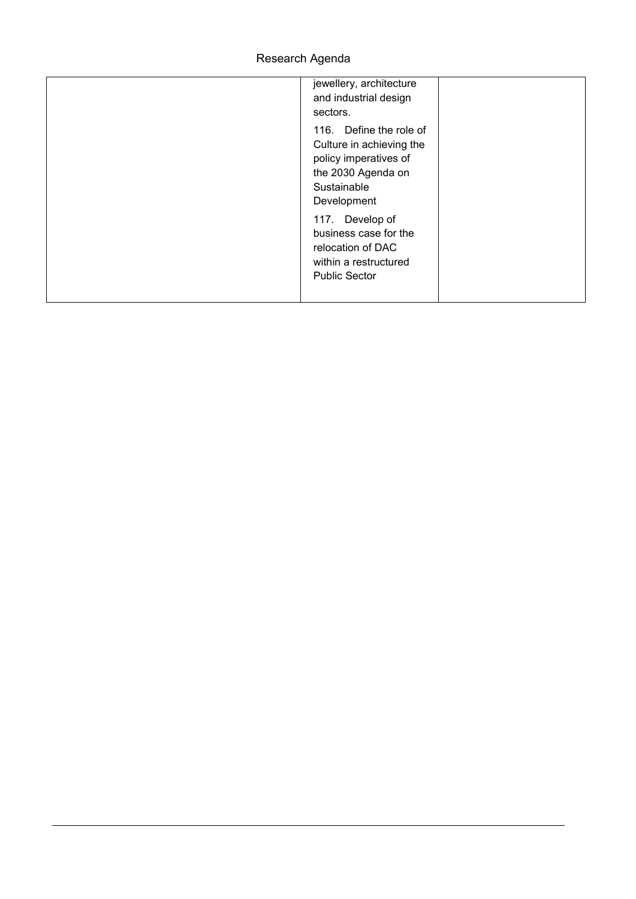|  |  |  |
|---|---|---|
|  | jewellery, architecture and industrial design sectors.<br>116. Define the role of Culture in achieving the policy imperatives of the 2030 Agenda on Sustainable Development<br>117. Develop of business case for the relocation of DAC within a restructured Public Sector |  |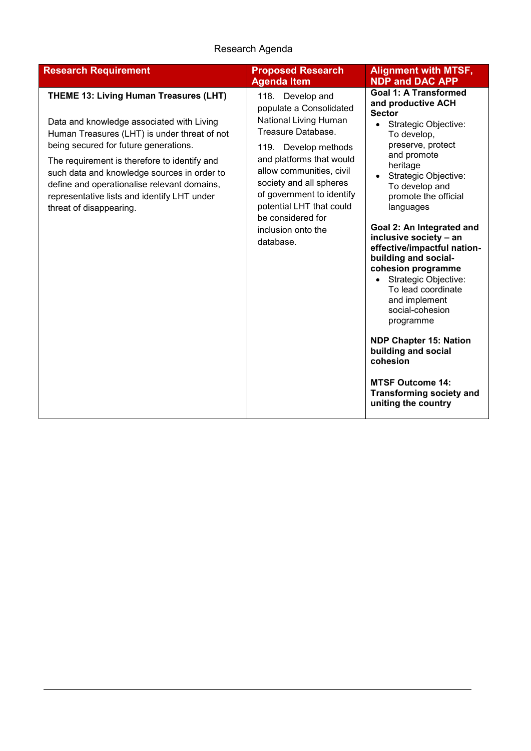Research Agenda

| Research Requirement | Proposed Research Agenda Item | Alignment with MTSF, NDP and DAC APP |
|---|---|---|
| **THEME 13: Living Human Treasures (LHT)**<br><br>Data and knowledge associated with Living Human Treasures (LHT) is under threat of not being secured for future generations.<br><br>The requirement is therefore to identify and such data and knowledge sources in order to define and operationalise relevant domains, representative lists and identify LHT under threat of disappearing. | 118. Develop and populate a Consolidated National Living Human Treasure Database.<br><br>119. Develop methods and platforms that would allow communities, civil society and all spheres of government to identify potential LHT that could be considered for inclusion onto the database. | **Goal 1: A Transformed and productive ACH Sector**<br>• Strategic Objective: To develop, preserve, protect and promote heritage<br>• Strategic Objective: To develop and promote the official languages<br><br>**Goal 2: An Integrated and inclusive society – an effective/impactful nation-building and social-cohesion programme**<br>• Strategic Objective: To lead coordinate and implement social-cohesion programme<br><br>**NDP Chapter 15: Nation building and social cohesion**<br><br>**MTSF Outcome 14: Transforming society and uniting the country** |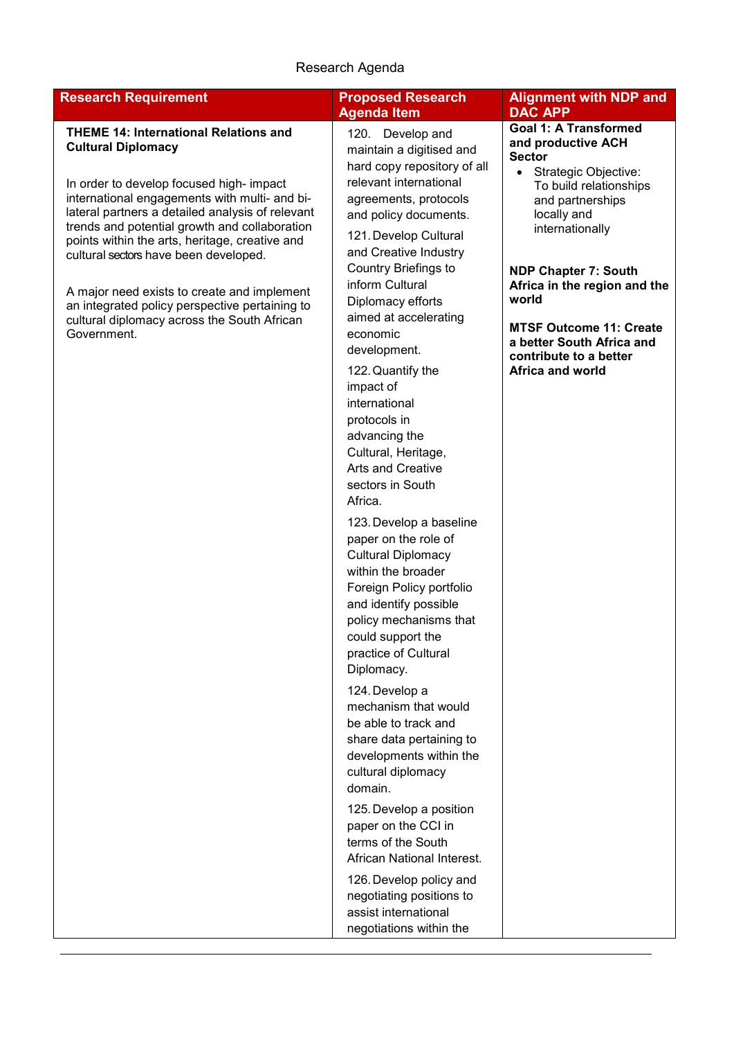Research Agenda

| Research Requirement | Proposed Research Agenda Item | Alignment with NDP and DAC APP |
| --- | --- | --- |
| **THEME 14: International Relations and Cultural Diplomacy**<br><br>In order to develop focused high- impact international engagements with multi- and bi-lateral partners a detailed analysis of relevant trends and potential growth and collaboration points within the arts, heritage, creative and cultural sectors have been developed.<br><br>A major need exists to create and implement an integrated policy perspective pertaining to cultural diplomacy across the South African Government. | 120. Develop and maintain a digitised and hard copy repository of all relevant international agreements, protocols and policy documents.<br><br>121. Develop Cultural and Creative Industry Country Briefings to inform Cultural Diplomacy efforts aimed at accelerating economic development.<br><br>122. Quantify the impact of international protocols in advancing the Cultural, Heritage, Arts and Creative sectors in South Africa.<br><br>123. Develop a baseline paper on the role of Cultural Diplomacy within the broader Foreign Policy portfolio and identify possible policy mechanisms that could support the practice of Cultural Diplomacy.<br><br>124. Develop a mechanism that would be able to track and share data pertaining to developments within the cultural diplomacy domain.<br><br>125. Develop a position paper on the CCI in terms of the South African National Interest.<br><br>126. Develop policy and negotiating positions to assist international negotiations within the | **Goal 1: A Transformed and productive ACH Sector**<br>• Strategic Objective: To build relationships and partnerships locally and internationally<br><br>**NDP Chapter 7: South Africa in the region and the world**<br><br>**MTSF Outcome 11: Create a better South Africa and contribute to a better Africa and world** |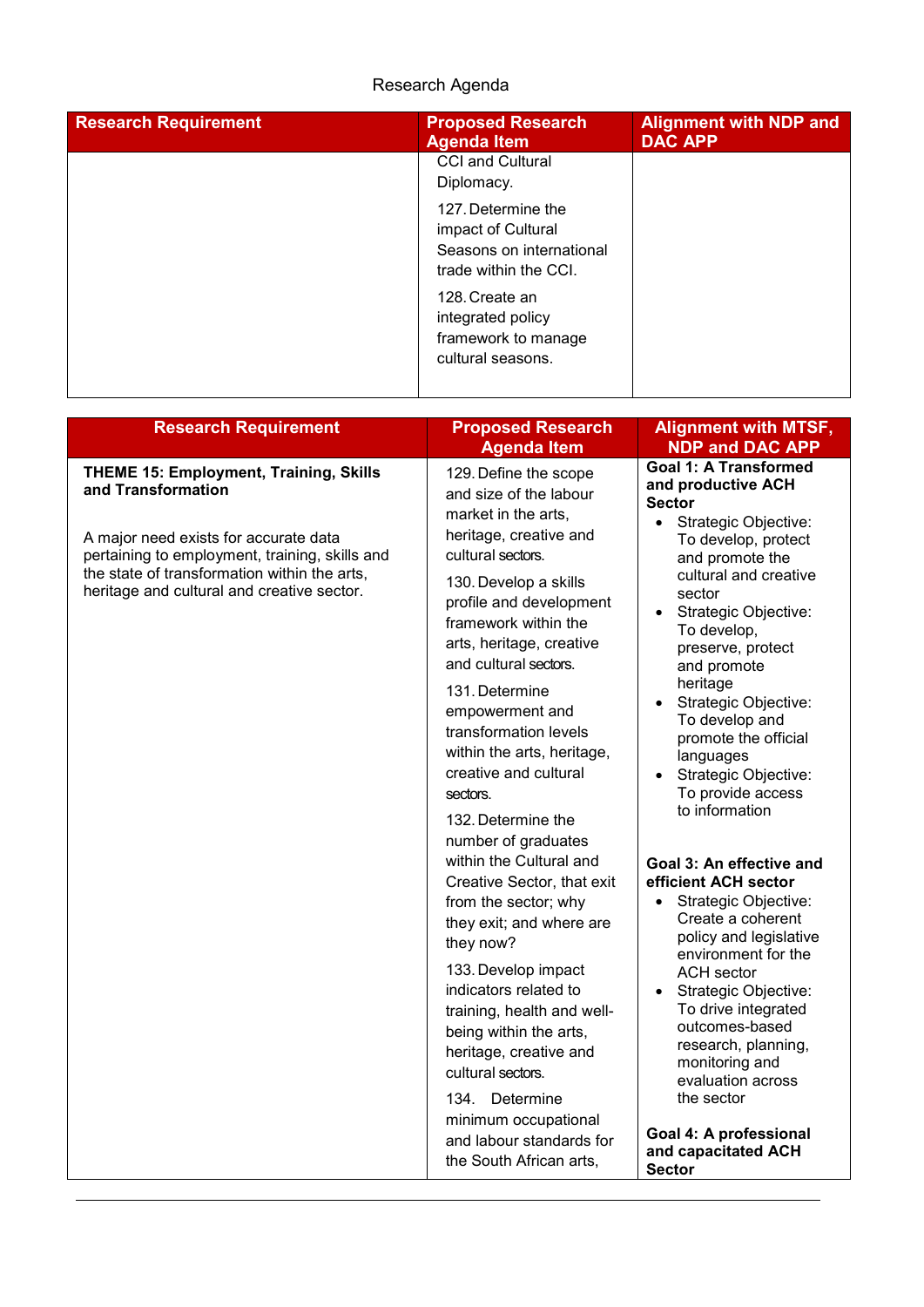Research Agenda

| Research Requirement | Proposed Research Agenda Item | Alignment with NDP and DAC APP |
|---|---|---|
| | CCI and Cultural Diplomacy.<br><br>127. Determine the impact of Cultural Seasons on international trade within the CCI.<br><br>128. Create an integrated policy framework to manage cultural seasons. | |

| Research Requirement | Proposed Research Agenda Item | Alignment with MTSF, NDP and DAC APP |
|---|---|---|
| **THEME 15: Employment, Training, Skills and Transformation**<br><br>A major need exists for accurate data pertaining to employment, training, skills and the state of transformation within the arts, heritage and cultural and creative sector. | 129. Define the scope and size of the labour market in the arts, heritage, creative and cultural sectors.<br><br>130. Develop a skills profile and development framework within the arts, heritage, creative and cultural sectors.<br><br>131. Determine empowerment and transformation levels within the arts, heritage, creative and cultural sectors.<br><br>132. Determine the number of graduates within the Cultural and Creative Sector, that exit from the sector; why they exit; and where are they now?<br><br>133. Develop impact indicators related to training, health and well-being within the arts, heritage, creative and cultural sectors.<br><br>134. Determine minimum occupational and labour standards for the South African arts, | **Goal 1: A Transformed and productive ACH Sector**<br>• Strategic Objective: To develop, protect and promote the cultural and creative sector<br>• Strategic Objective: To develop, preserve, protect and promote heritage<br>• Strategic Objective: To develop and promote the official languages<br>• Strategic Objective: To provide access to information<br><br>**Goal 3: An effective and efficient ACH sector**<br>• Strategic Objective: Create a coherent policy and legislative environment for the ACH sector<br>• Strategic Objective: To drive integrated outcomes-based research, planning, monitoring and evaluation across the sector<br><br>**Goal 4: A professional and capacitated ACH Sector** |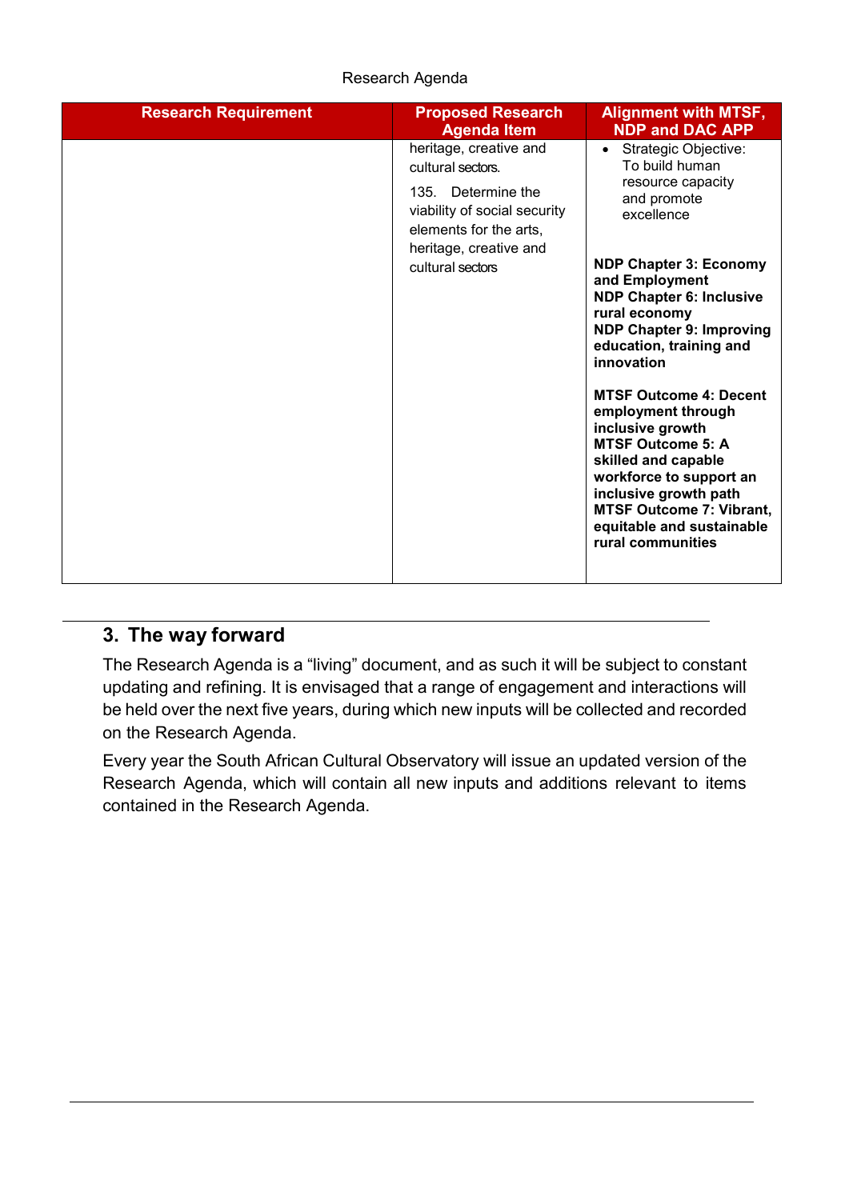| Research Requirement | Proposed Research Agenda Item | Alignment with MTSF, NDP and DAC APP |
|---|---|---|
| | heritage, creative and cultural sectors.<br><br>135. Determine the viability of social security elements for the arts, heritage, creative and cultural sectors | • Strategic Objective: To build human resource capacity and promote excellence<br><br>**NDP Chapter 3: Economy and Employment**<br>**NDP Chapter 6: Inclusive rural economy**<br>**NDP Chapter 9: Improving education, training and innovation**<br><br>**MTSF Outcome 4: Decent employment through inclusive growth**<br>**MTSF Outcome 5: A skilled and capable workforce to support an inclusive growth path**<br>**MTSF Outcome 7: Vibrant, equitable and sustainable rural communities** |

## 3. The way forward

The Research Agenda is a "living" document, and as such it will be subject to constant updating and refining. It is envisaged that a range of engagement and interactions will be held over the next five years, during which new inputs will be collected and recorded on the Research Agenda.

Every year the South African Cultural Observatory will issue an updated version of the Research Agenda, which will contain all new inputs and additions relevant to items contained in the Research Agenda.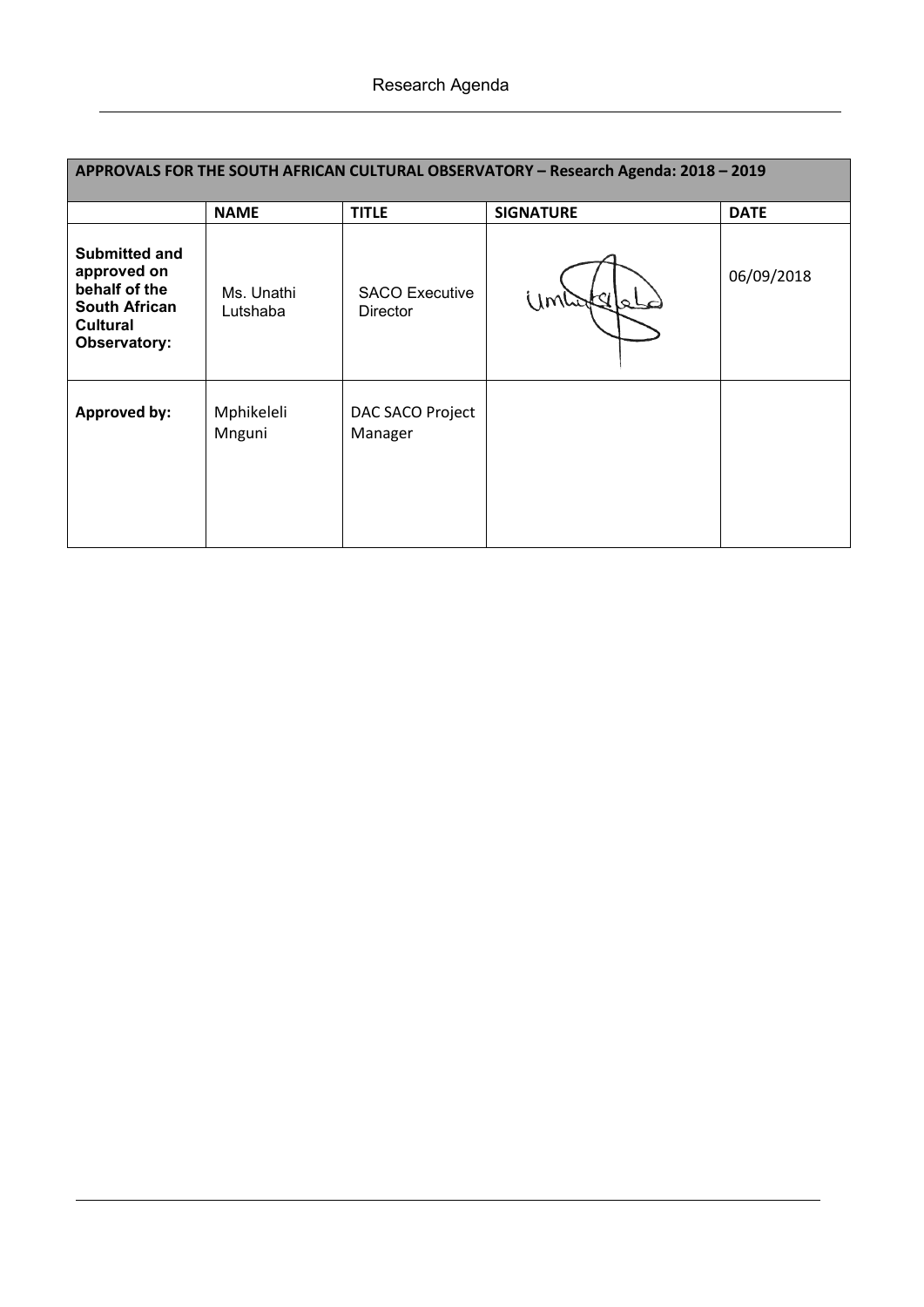| APPROVALS FOR THE SOUTH AFRICAN CULTURAL OBSERVATORY – Research Agenda: 2018 – 2019 | | | | |
|---|---|---|---|---|
| | **NAME** | **TITLE** | **SIGNATURE** | **DATE** |
| **Submitted and approved on behalf of the South African Cultural Observatory:** | Ms. Unathi Lutshaba | SACO Executive Director | | 06/09/2018 |
| **Approved by:** | Mphikeleli Mnguni | DAC SACO Project Manager | | |